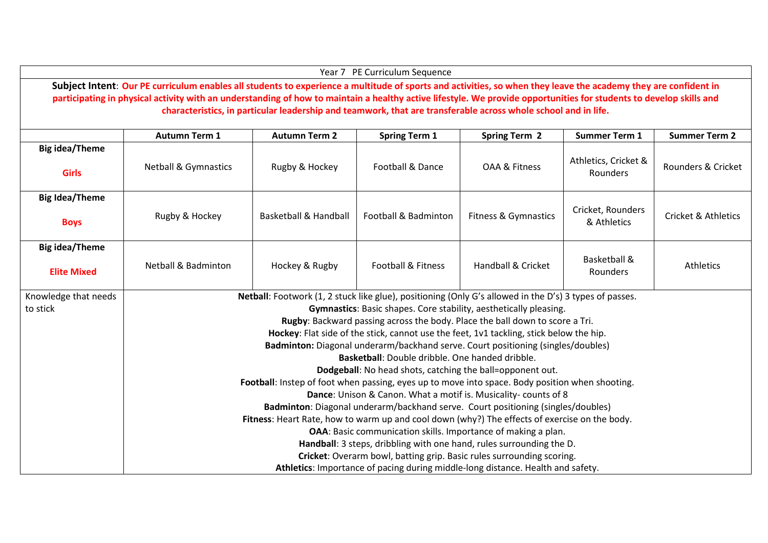# Year 7 PE Curriculum Sequence

**Subject Intent**: **Our PE curriculum enables all students to experience a multitude of sports and activities, so when they leave the academy they are confident in participating in physical activity with an understanding of how to maintain a healthy active lifestyle. We provide opportunities for students to develop skills and characteristics, in particular leadership and teamwork, that are transferable across whole school and in life.**

| | Autumn Term 1 | Autumn Term 2 | Spring Term 1 | Spring Term 2 | Summer Term 1 | Summer Term 2 |
|---|---|---|---|---|---|---|
| **Big idea/Theme** **Girls** | Netball & Gymnastics | Rugby & Hockey | Football & Dance | OAA & Fitness | Athletics, Cricket & Rounders | Rounders & Cricket |
| **Big Idea/Theme** **Boys** | Rugby & Hockey | Basketball & Handball | Football & Badminton | Fitness & Gymnastics | Cricket, Rounders & Athletics | Cricket & Athletics |
| **Big idea/Theme** **Elite Mixed** | Netball & Badminton | Hockey & Rugby | Football & Fitness | Handball & Cricket | Basketball & Rounders | Athletics |
| Knowledge that needs to stick | **Netball**: Footwork (1, 2 stuck like glue), positioning (Only G's allowed in the D's) 3 types of passes.<br>**Gymnastics**: Basic shapes. Core stability, aesthetically pleasing.<br>**Rugby**: Backward passing across the body. Place the ball down to score a Tri.<br>**Hockey**: Flat side of the stick, cannot use the feet, 1v1 tackling, stick below the hip.<br>**Badminton:** Diagonal underarm/backhand serve. Court positioning (singles/doubles)<br>**Basketball**: Double dribble. One handed dribble.<br>**Dodgeball**: No head shots, catching the ball=opponent out.<br>**Football**: Instep of foot when passing, eyes up to move into space. Body position when shooting.<br>**Dance**: Unison & Canon. What a motif is. Musicality- counts of 8<br>**Badminton**: Diagonal underarm/backhand serve. Court positioning (singles/doubles)<br>**Fitness**: Heart Rate, how to warm up and cool down (why?) The effects of exercise on the body.<br>**OAA**: Basic communication skills. Importance of making a plan.<br>**Handball**: 3 steps, dribbling with one hand, rules surrounding the D.<br>**Cricket**: Overarm bowl, batting grip. Basic rules surrounding scoring.<br>**Athletics**: Importance of pacing during middle-long distance. Health and safety. | | | | | |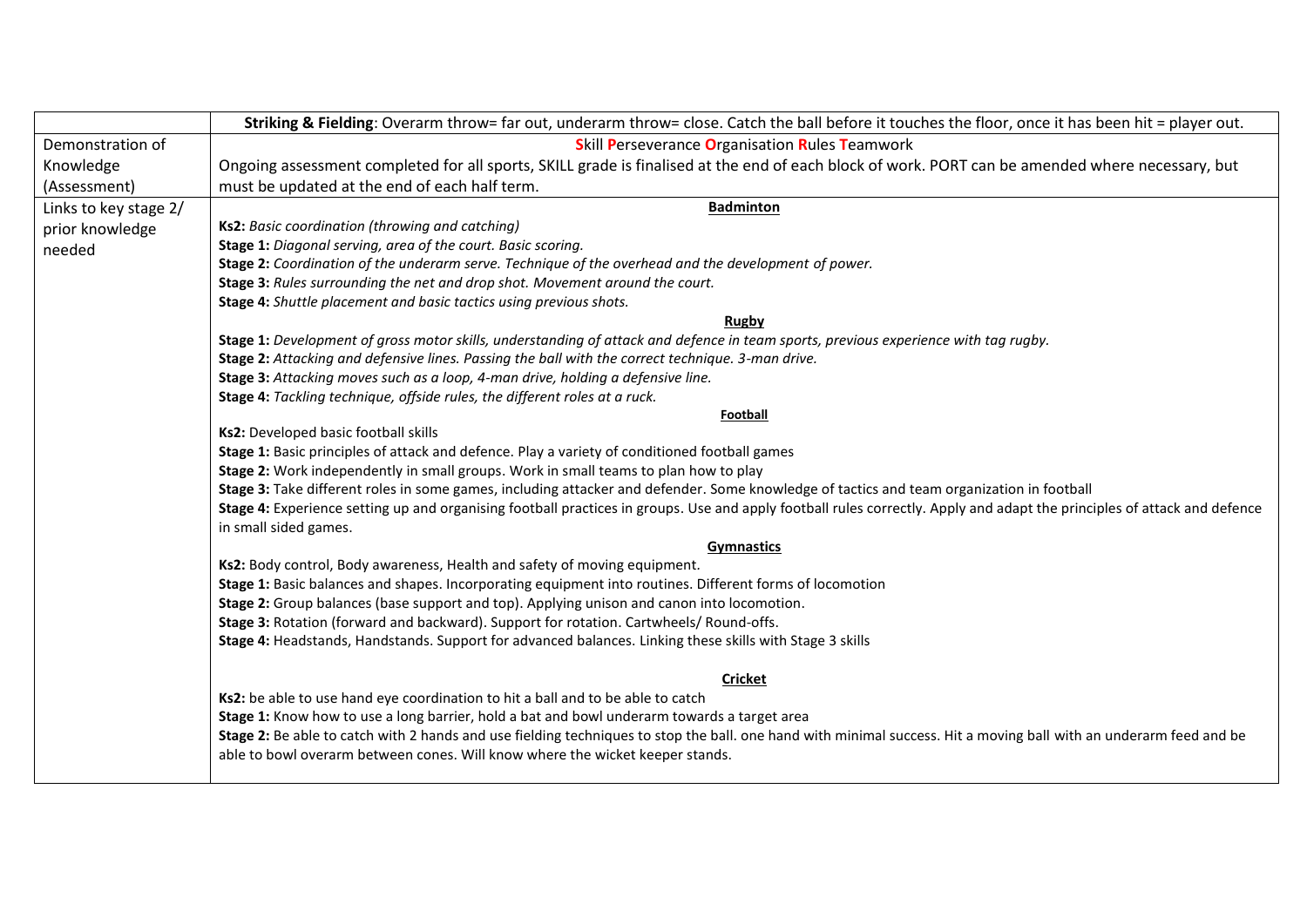| | **Striking & Fielding**: Overarm throw= far out, underarm throw= close. Catch the ball before it touches the floor, once it has been hit = player out. |
|---|---|
| Demonstration of Knowledge (Assessment) | **S**kill **P**erseverance **O**rganisation **R**ules **T**eamwork<br>Ongoing assessment completed for all sports, SKILL grade is finalised at the end of each block of work. PORT can be amended where necessary, but must be updated at the end of each half term. |
| Links to key stage 2/ prior knowledge needed | **Badminton**<br>**Ks2:** *Basic coordination (throwing and catching)*<br>**Stage 1:** *Diagonal serving, area of the court. Basic scoring.*<br>**Stage 2:** *Coordination of the underarm serve. Technique of the overhead and the development of power.*<br>**Stage 3:** *Rules surrounding the net and drop shot. Movement around the court.*<br>**Stage 4:** *Shuttle placement and basic tactics using previous shots.*<br>**Rugby**<br>**Stage 1:** *Development of gross motor skills, understanding of attack and defence in team sports, previous experience with tag rugby.*<br>**Stage 2:** *Attacking and defensive lines. Passing the ball with the correct technique. 3-man drive.*<br>**Stage 3:** *Attacking moves such as a loop, 4-man drive, holding a defensive line.*<br>**Stage 4:** *Tackling technique, offside rules, the different roles at a ruck.*<br>**Football**<br>**Ks2:** Developed basic football skills<br>**Stage 1:** Basic principles of attack and defence. Play a variety of conditioned football games<br>**Stage 2:** Work independently in small groups. Work in small teams to plan how to play<br>**Stage 3:** Take different roles in some games, including attacker and defender. Some knowledge of tactics and team organization in football<br>**Stage 4:** Experience setting up and organising football practices in groups. Use and apply football rules correctly. Apply and adapt the principles of attack and defence in small sided games.<br>**Gymnastics**<br>**Ks2:** Body control, Body awareness, Health and safety of moving equipment.<br>**Stage 1:** Basic balances and shapes. Incorporating equipment into routines. Different forms of locomotion<br>**Stage 2:** Group balances (base support and top). Applying unison and canon into locomotion.<br>**Stage 3:** Rotation (forward and backward). Support for rotation. Cartwheels/ Round-offs.<br>**Stage 4:** Headstands, Handstands. Support for advanced balances. Linking these skills with Stage 3 skills<br>**Cricket**<br>**Ks2:** be able to use hand eye coordination to hit a ball and to be able to catch<br>**Stage 1:** Know how to use a long barrier, hold a bat and bowl underarm towards a target area<br>**Stage 2:** Be able to catch with 2 hands and use fielding techniques to stop the ball. one hand with minimal success. Hit a moving ball with an underarm feed and be able to bowl overarm between cones. Will know where the wicket keeper stands. |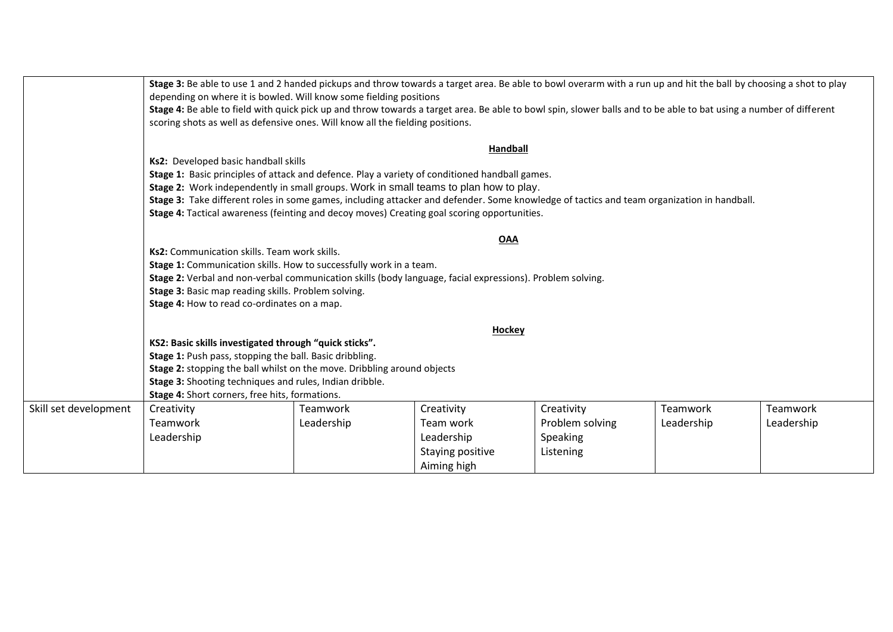| | | | | | | |
|---|---|---|---|---|---|---|
| | **Stage 3:** Be able to use 1 and 2 handed pickups and throw towards a target area. Be able to bowl overarm with a run up and hit the ball by choosing a shot to play depending on where it is bowled. Will know some fielding positions<br>**Stage 4:** Be able to field with quick pick up and throw towards a target area. Be able to bowl spin, slower balls and to be able to bat using a number of different scoring shots as well as defensive ones. Will know all the fielding positions.<br><br>**Handball**<br>**Ks2:** Developed basic handball skills<br>**Stage 1:** Basic principles of attack and defence. Play a variety of conditioned handball games.<br>**Stage 2:** Work independently in small groups. Work in small teams to plan how to play.<br>**Stage 3:** Take different roles in some games, including attacker and defender. Some knowledge of tactics and team organization in handball.<br>**Stage 4:** Tactical awareness (feinting and decoy moves) Creating goal scoring opportunities.<br><br>**OAA**<br>**Ks2:** Communication skills. Team work skills.<br>**Stage 1:** Communication skills. How to successfully work in a team.<br>**Stage 2:** Verbal and non-verbal communication skills (body language, facial expressions). Problem solving.<br>**Stage 3:** Basic map reading skills. Problem solving.<br>**Stage 4:** How to read co-ordinates on a map.<br><br>**Hockey**<br>**KS2: Basic skills investigated through "quick sticks".**<br>**Stage 1:** Push pass, stopping the ball. Basic dribbling.<br>**Stage 2:** stopping the ball whilst on the move. Dribbling around objects<br>**Stage 3:** Shooting techniques and rules, Indian dribble.<br>**Stage 4:** Short corners, free hits, formations. | | | | | |
| Skill set development | Creativity<br>Teamwork<br>Leadership | Teamwork<br>Leadership | Creativity<br>Team work<br>Leadership<br>Staying positive<br>Aiming high | Creativity<br>Problem solving<br>Speaking<br>Listening | Teamwork<br>Leadership | Teamwork<br>Leadership |